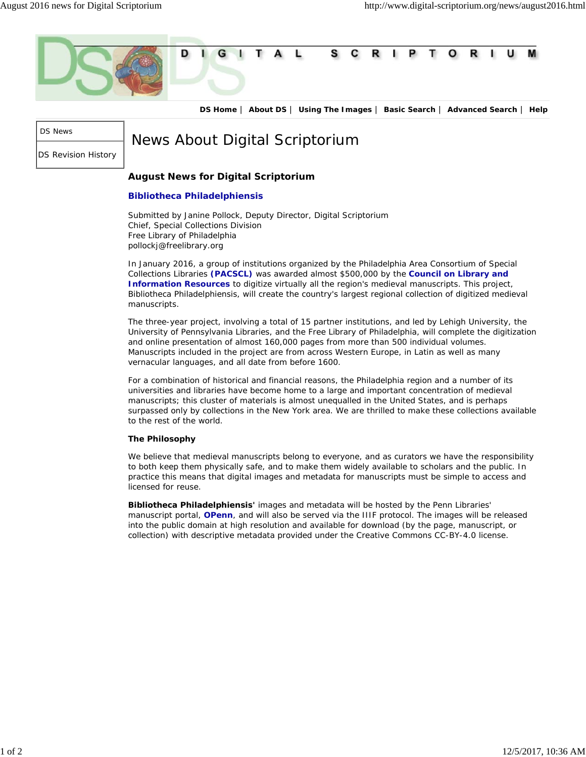D I G I T A L S C R I P T O R I U M

**DS Home** | **About DS** | **Using The Images** | **Basic Search** | **Advanced Search** | **Help**

DS News

DS Revision History

# News About Digital Scriptorium

### August News for Digital Scriptorium

### Bibliotheca Philadelphiensis

Submitted by Janine Pollock, Deputy Director, Digital Scriptorium
Chief, Special Collections Division
Free Library of Philadelphia
pollockj@freelibrary.org

In January 2016, a group of institutions organized by the Philadelphia Area Consortium of Special Collections Libraries **(PACSCL)** was awarded almost $500,000 by the **Council on Library and Information Resources** to digitize virtually all the region's medieval manuscripts. This project, Bibliotheca Philadelphiensis, will create the country's largest regional collection of digitized medieval manuscripts.

The three-year project, involving a total of 15 partner institutions, and led by Lehigh University, the University of Pennsylvania Libraries, and the Free Library of Philadelphia, will complete the digitization and online presentation of almost 160,000 pages from more than 500 individual volumes. Manuscripts included in the project are from across Western Europe, in Latin as well as many vernacular languages, and all date from before 1600.

For a combination of historical and financial reasons, the Philadelphia region and a number of its universities and libraries have become home to a large and important concentration of medieval manuscripts; this cluster of materials is almost unequalled in the United States, and is perhaps surpassed only by collections in the New York area. We are thrilled to make these collections available to the rest of the world.

**The Philosophy**

We believe that medieval manuscripts belong to everyone, and as curators we have the responsibility to both keep them physically safe, and to make them widely available to scholars and the public. In practice this means that digital images and metadata for manuscripts must be simple to access and licensed for reuse.

**Bibliotheca Philadelphiensis'** images and metadata will be hosted by the Penn Libraries' manuscript portal, **OPenn**, and will also be served via the IIIF protocol. The images will be released into the public domain at high resolution and available for download (by the page, manuscript, or collection) with descriptive metadata provided under the Creative Commons CC-BY-4.0 license.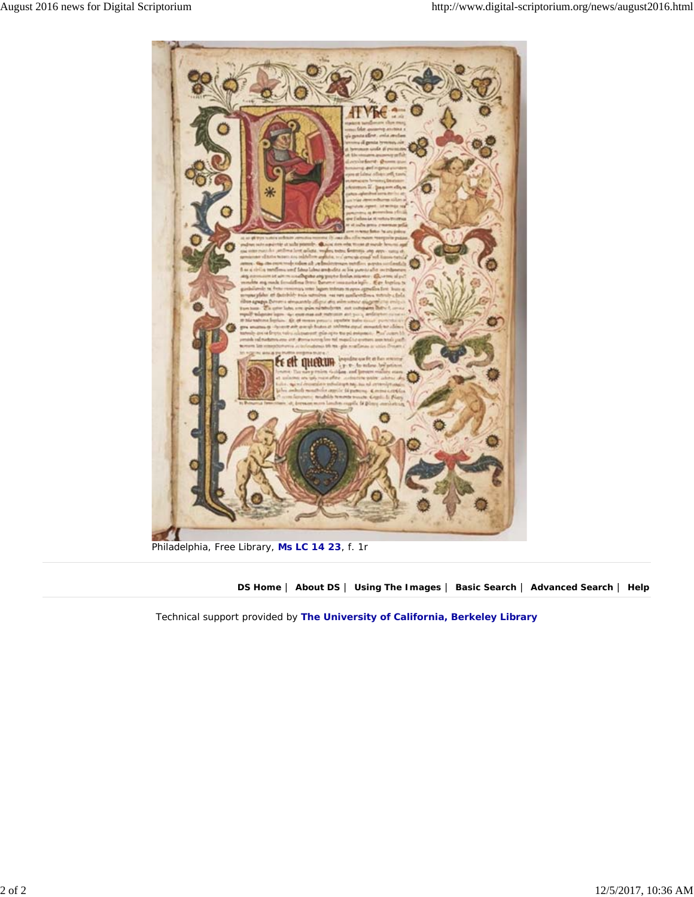Philadelphia, Free Library, **Ms LC 14 23**, f. 1r

**DS Home** | **About DS** | **Using The Images** | **Basic Search** | **Advanced Search** | **Help**

Technical support provided by **The University of California, Berkeley Library**